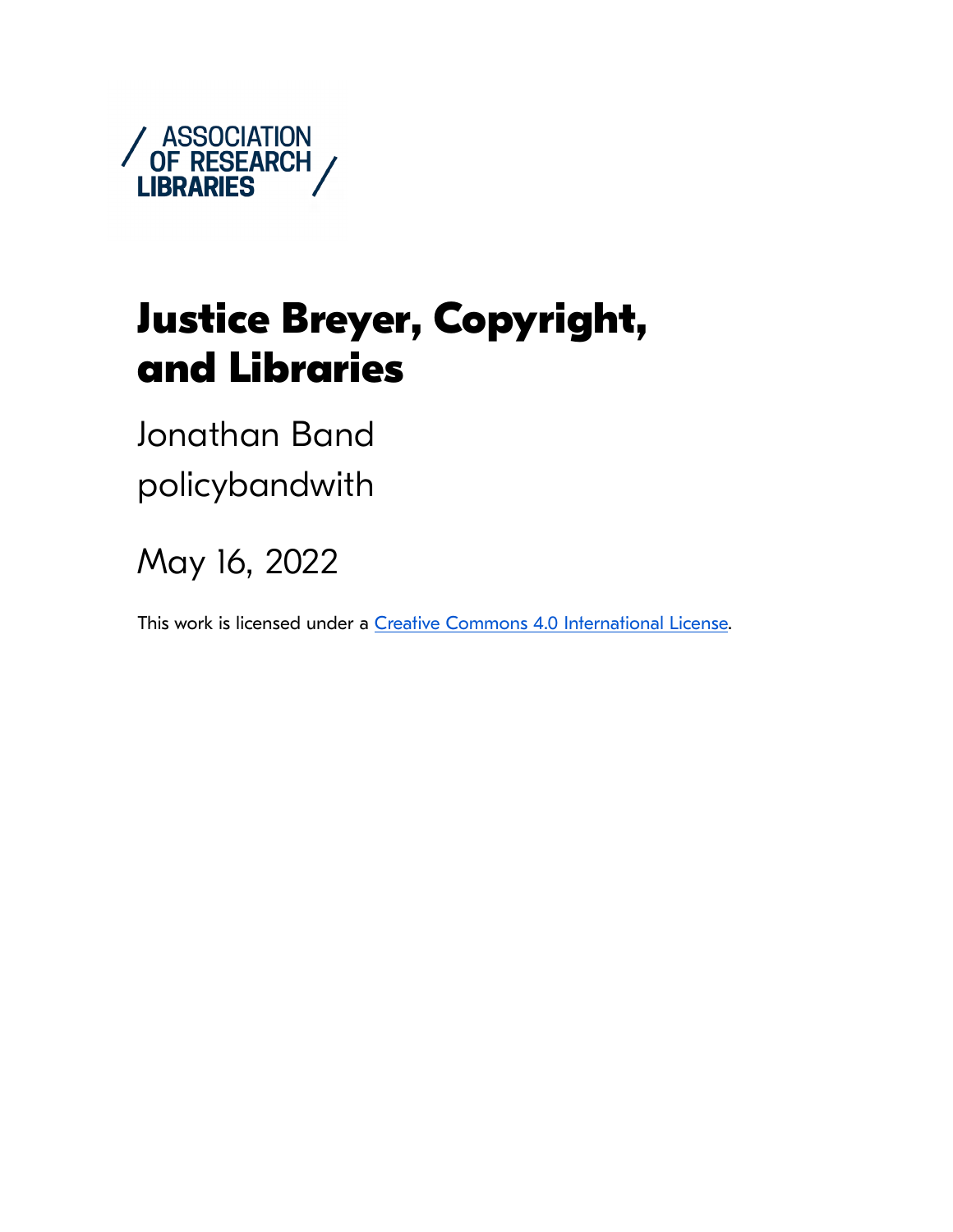ASSOCIATION OF RESEARCH LIBRARIES

# Justice Breyer, Copyright, and Libraries

Jonathan Band
policybandwith

May 16, 2022

This work is licensed under a Creative Commons 4.0 International License.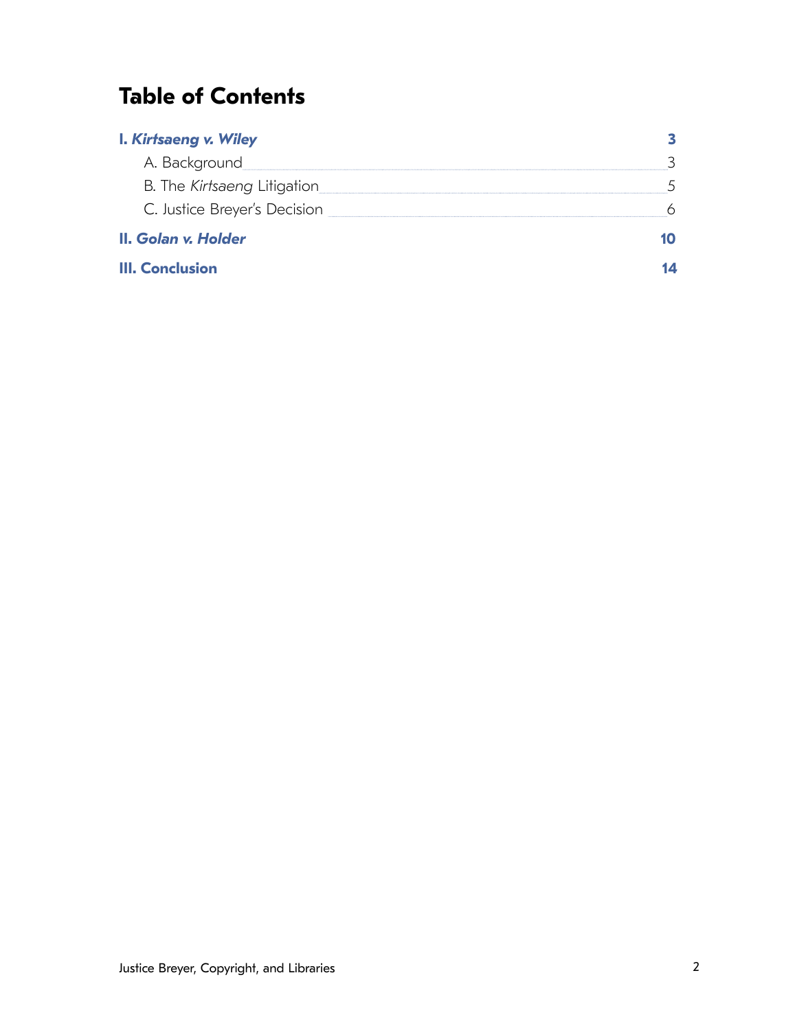# Table of Contents

**I. *Kirtsaeng v. Wiley*** — **3**

- A. Background — 3
- B. The *Kirtsaeng* Litigation — 5
- C. Justice Breyer's Decision — 6

**II. *Golan v. Holder*** — **10**

**III. Conclusion** — **14**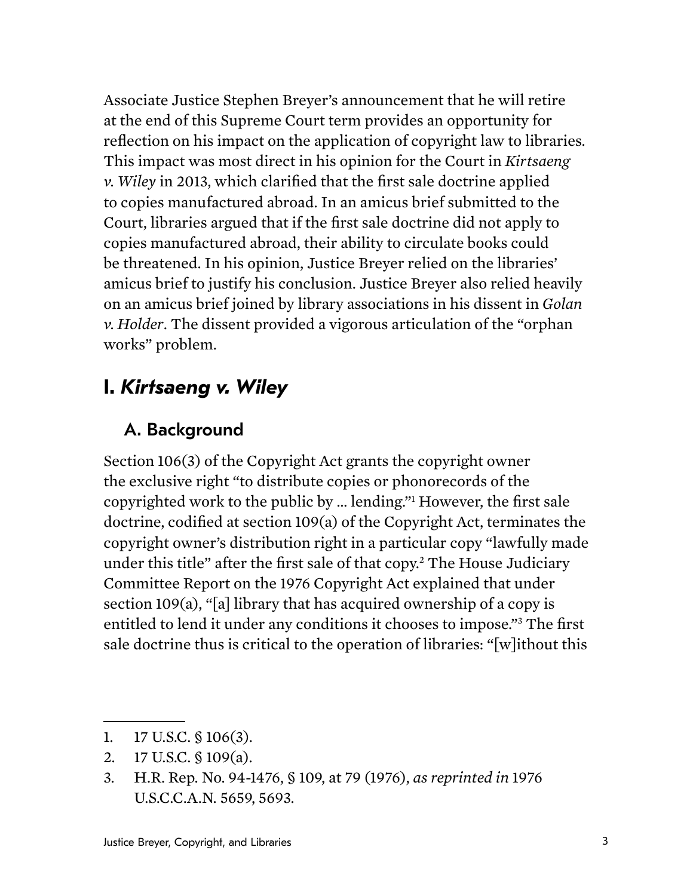Associate Justice Stephen Breyer's announcement that he will retire at the end of this Supreme Court term provides an opportunity for reflection on his impact on the application of copyright law to libraries. This impact was most direct in his opinion for the Court in *Kirtsaeng v. Wiley* in 2013, which clarified that the first sale doctrine applied to copies manufactured abroad. In an amicus brief submitted to the Court, libraries argued that if the first sale doctrine did not apply to copies manufactured abroad, their ability to circulate books could be threatened. In his opinion, Justice Breyer relied on the libraries' amicus brief to justify his conclusion. Justice Breyer also relied heavily on an amicus brief joined by library associations in his dissent in *Golan v. Holder*. The dissent provided a vigorous articulation of the "orphan works" problem.

## I. *Kirtsaeng v. Wiley*

### A. Background

Section 106(3) of the Copyright Act grants the copyright owner the exclusive right "to distribute copies or phonorecords of the copyrighted work to the public by … lending."[1] However, the first sale doctrine, codified at section 109(a) of the Copyright Act, terminates the copyright owner's distribution right in a particular copy "lawfully made under this title" after the first sale of that copy.[2] The House Judiciary Committee Report on the 1976 Copyright Act explained that under section 109(a), "[a] library that has acquired ownership of a copy is entitled to lend it under any conditions it chooses to impose."[3] The first sale doctrine thus is critical to the operation of libraries: "[w]ithout this

---

1. 17 U.S.C. § 106(3).
2. 17 U.S.C. § 109(a).
3. H.R. Rep. No. 94-1476, § 109, at 79 (1976), *as reprinted in* 1976 U.S.C.C.A.N. 5659, 5693.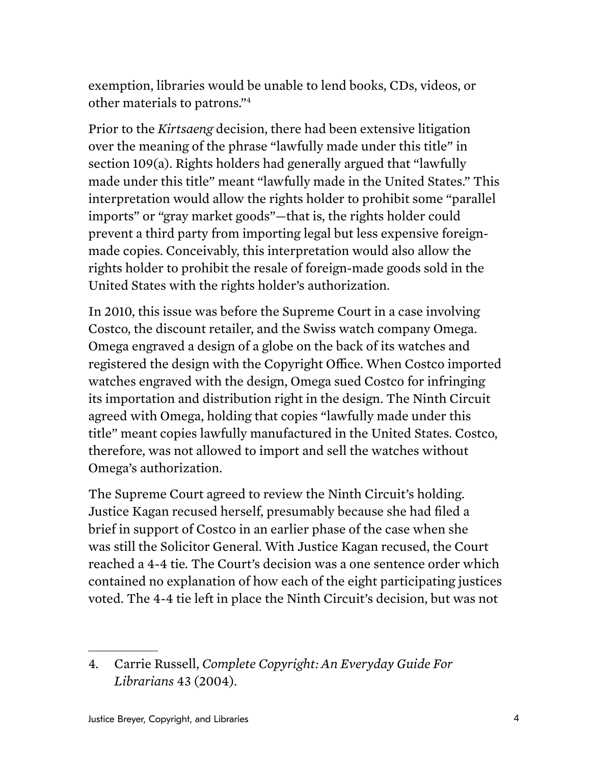exemption, libraries would be unable to lend books, CDs, videos, or other materials to patrons."[4]

Prior to the *Kirtsaeng* decision, there had been extensive litigation over the meaning of the phrase "lawfully made under this title" in section 109(a). Rights holders had generally argued that "lawfully made under this title" meant "lawfully made in the United States." This interpretation would allow the rights holder to prohibit some "parallel imports" or "gray market goods"—that is, the rights holder could prevent a third party from importing legal but less expensive foreign-made copies. Conceivably, this interpretation would also allow the rights holder to prohibit the resale of foreign-made goods sold in the United States with the rights holder's authorization.

In 2010, this issue was before the Supreme Court in a case involving Costco, the discount retailer, and the Swiss watch company Omega. Omega engraved a design of a globe on the back of its watches and registered the design with the Copyright Office. When Costco imported watches engraved with the design, Omega sued Costco for infringing its importation and distribution right in the design. The Ninth Circuit agreed with Omega, holding that copies "lawfully made under this title" meant copies lawfully manufactured in the United States. Costco, therefore, was not allowed to import and sell the watches without Omega's authorization.

The Supreme Court agreed to review the Ninth Circuit's holding. Justice Kagan recused herself, presumably because she had filed a brief in support of Costco in an earlier phase of the case when she was still the Solicitor General. With Justice Kagan recused, the Court reached a 4-4 tie. The Court's decision was a one sentence order which contained no explanation of how each of the eight participating justices voted. The 4-4 tie left in place the Ninth Circuit's decision, but was not

---

4. Carrie Russell, *Complete Copyright: An Everyday Guide For Librarians* 43 (2004).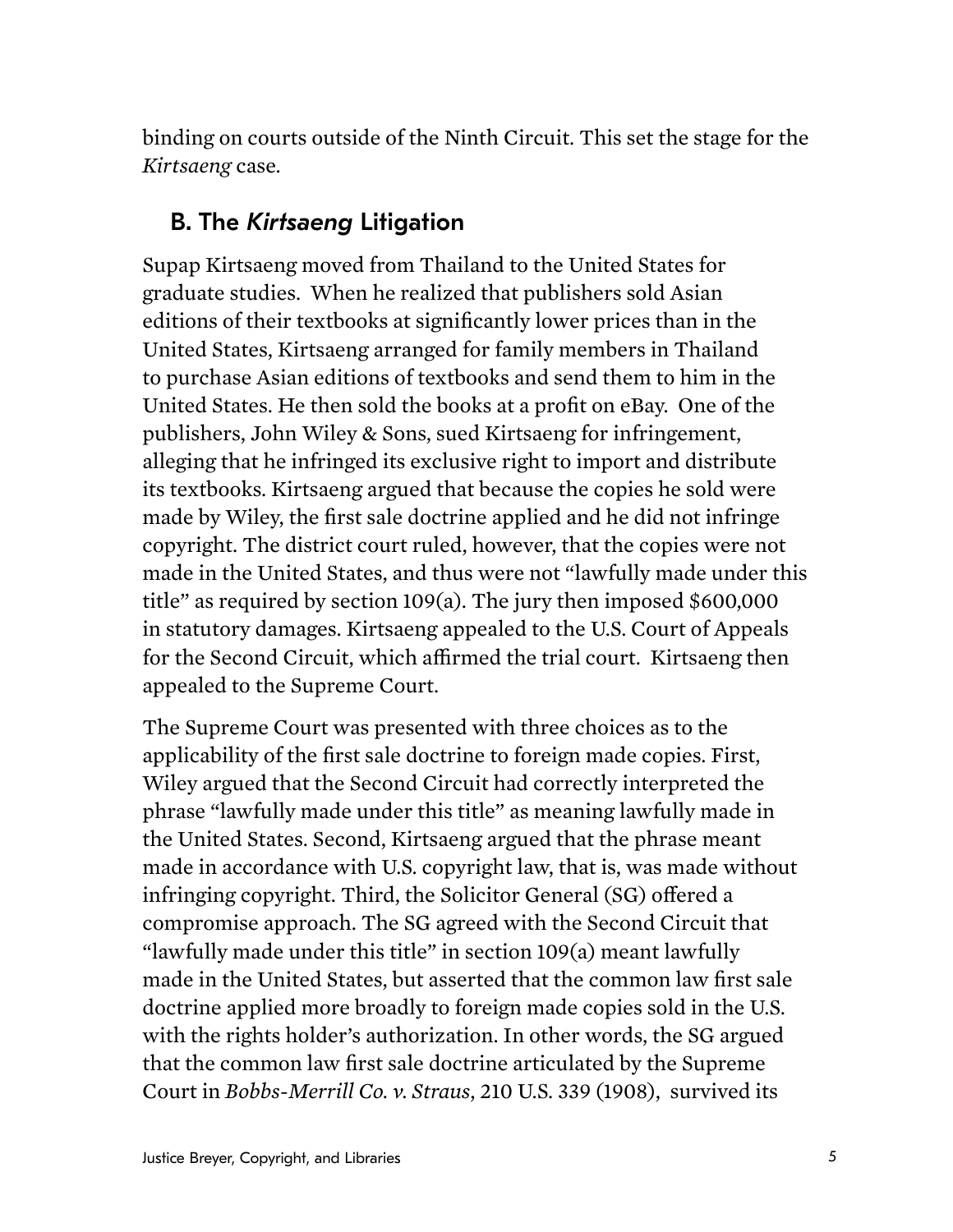binding on courts outside of the Ninth Circuit. This set the stage for the *Kirtsaeng* case.

## B. The *Kirtsaeng* Litigation

Supap Kirtsaeng moved from Thailand to the United States for graduate studies. When he realized that publishers sold Asian editions of their textbooks at significantly lower prices than in the United States, Kirtsaeng arranged for family members in Thailand to purchase Asian editions of textbooks and send them to him in the United States. He then sold the books at a profit on eBay. One of the publishers, John Wiley & Sons, sued Kirtsaeng for infringement, alleging that he infringed its exclusive right to import and distribute its textbooks. Kirtsaeng argued that because the copies he sold were made by Wiley, the first sale doctrine applied and he did not infringe copyright. The district court ruled, however, that the copies were not made in the United States, and thus were not "lawfully made under this title" as required by section 109(a). The jury then imposed $600,000 in statutory damages. Kirtsaeng appealed to the U.S. Court of Appeals for the Second Circuit, which affirmed the trial court. Kirtsaeng then appealed to the Supreme Court.

The Supreme Court was presented with three choices as to the applicability of the first sale doctrine to foreign made copies. First, Wiley argued that the Second Circuit had correctly interpreted the phrase "lawfully made under this title" as meaning lawfully made in the United States. Second, Kirtsaeng argued that the phrase meant made in accordance with U.S. copyright law, that is, was made without infringing copyright. Third, the Solicitor General (SG) offered a compromise approach. The SG agreed with the Second Circuit that "lawfully made under this title" in section 109(a) meant lawfully made in the United States, but asserted that the common law first sale doctrine applied more broadly to foreign made copies sold in the U.S. with the rights holder's authorization. In other words, the SG argued that the common law first sale doctrine articulated by the Supreme Court in *Bobbs-Merrill Co. v. Straus*, 210 U.S. 339 (1908), survived its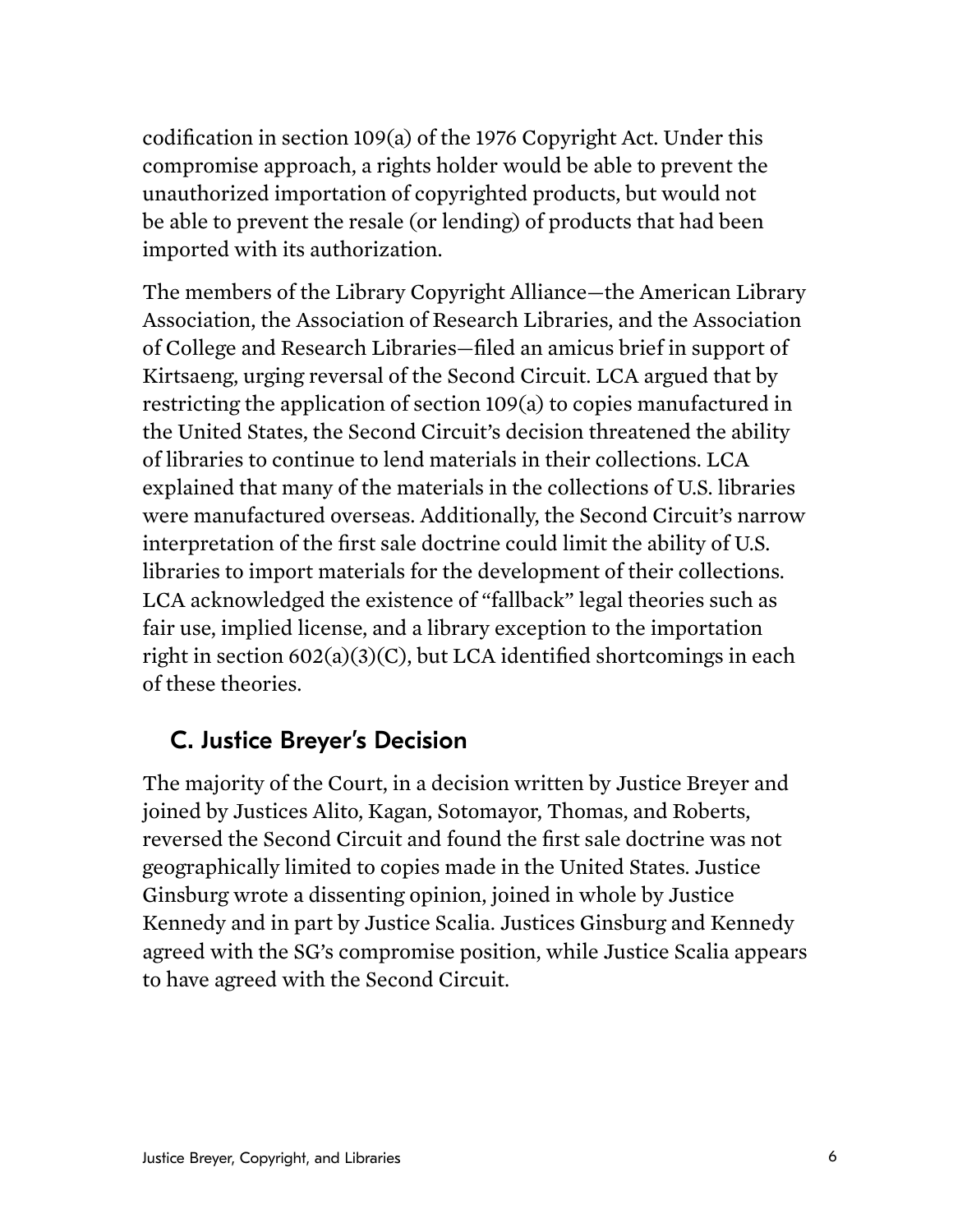codification in section 109(a) of the 1976 Copyright Act. Under this compromise approach, a rights holder would be able to prevent the unauthorized importation of copyrighted products, but would not be able to prevent the resale (or lending) of products that had been imported with its authorization.

The members of the Library Copyright Alliance—the American Library Association, the Association of Research Libraries, and the Association of College and Research Libraries—filed an amicus brief in support of Kirtsaeng, urging reversal of the Second Circuit. LCA argued that by restricting the application of section 109(a) to copies manufactured in the United States, the Second Circuit's decision threatened the ability of libraries to continue to lend materials in their collections. LCA explained that many of the materials in the collections of U.S. libraries were manufactured overseas. Additionally, the Second Circuit's narrow interpretation of the first sale doctrine could limit the ability of U.S. libraries to import materials for the development of their collections. LCA acknowledged the existence of "fallback" legal theories such as fair use, implied license, and a library exception to the importation right in section 602(a)(3)(C), but LCA identified shortcomings in each of these theories.

## C. Justice Breyer's Decision

The majority of the Court, in a decision written by Justice Breyer and joined by Justices Alito, Kagan, Sotomayor, Thomas, and Roberts, reversed the Second Circuit and found the first sale doctrine was not geographically limited to copies made in the United States. Justice Ginsburg wrote a dissenting opinion, joined in whole by Justice Kennedy and in part by Justice Scalia. Justices Ginsburg and Kennedy agreed with the SG's compromise position, while Justice Scalia appears to have agreed with the Second Circuit.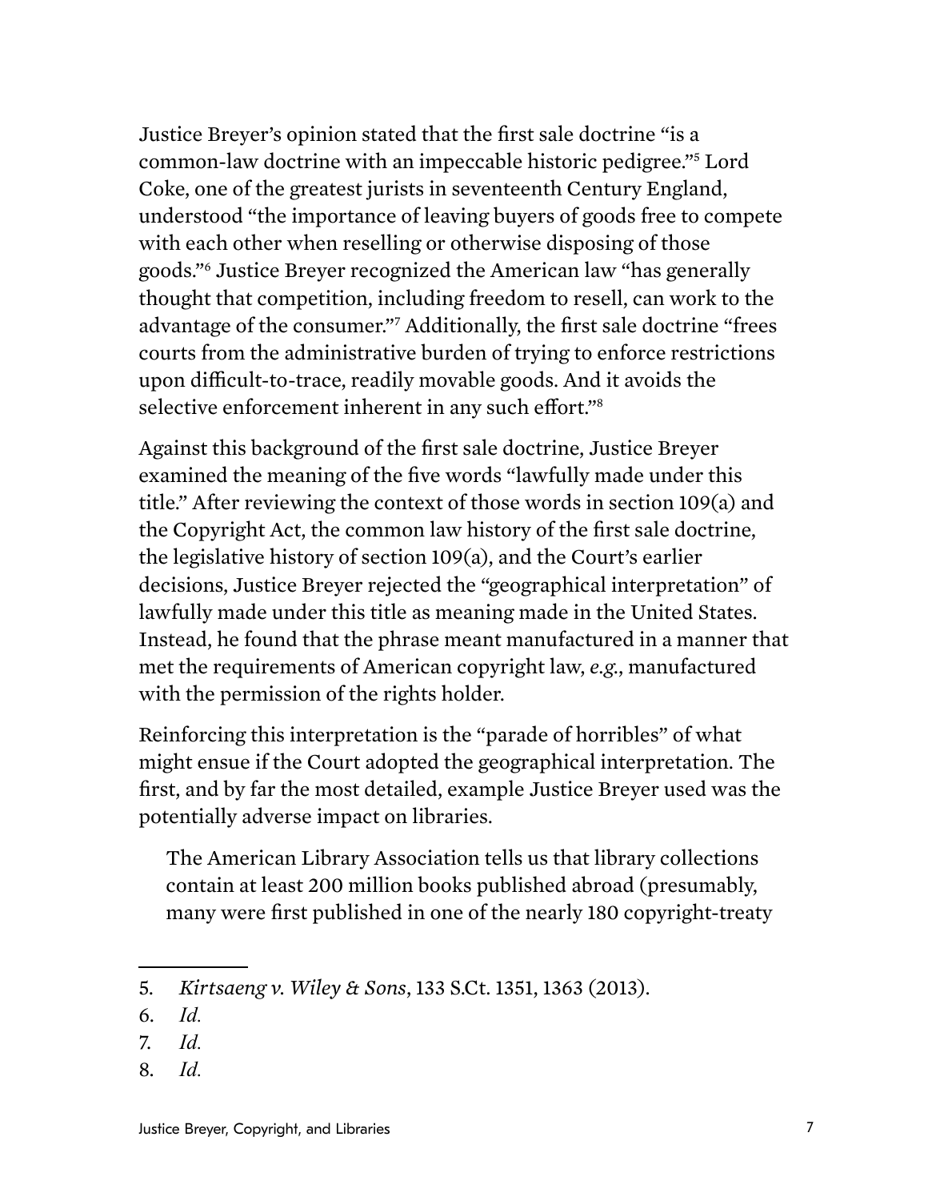Justice Breyer's opinion stated that the first sale doctrine "is a common-law doctrine with an impeccable historic pedigree."[5] Lord Coke, one of the greatest jurists in seventeenth Century England, understood "the importance of leaving buyers of goods free to compete with each other when reselling or otherwise disposing of those goods."[6] Justice Breyer recognized the American law "has generally thought that competition, including freedom to resell, can work to the advantage of the consumer."[7] Additionally, the first sale doctrine "frees courts from the administrative burden of trying to enforce restrictions upon difficult-to-trace, readily movable goods. And it avoids the selective enforcement inherent in any such effort."[8]

Against this background of the first sale doctrine, Justice Breyer examined the meaning of the five words "lawfully made under this title." After reviewing the context of those words in section 109(a) and the Copyright Act, the common law history of the first sale doctrine, the legislative history of section 109(a), and the Court's earlier decisions, Justice Breyer rejected the "geographical interpretation" of lawfully made under this title as meaning made in the United States. Instead, he found that the phrase meant manufactured in a manner that met the requirements of American copyright law, *e.g.*, manufactured with the permission of the rights holder.

Reinforcing this interpretation is the "parade of horribles" of what might ensue if the Court adopted the geographical interpretation. The first, and by far the most detailed, example Justice Breyer used was the potentially adverse impact on libraries.

> The American Library Association tells us that library collections contain at least 200 million books published abroad (presumably, many were first published in one of the nearly 180 copyright-treaty

5. *Kirtsaeng v. Wiley & Sons*, 133 S.Ct. 1351, 1363 (2013).
6. *Id.*
7. *Id.*
8. *Id.*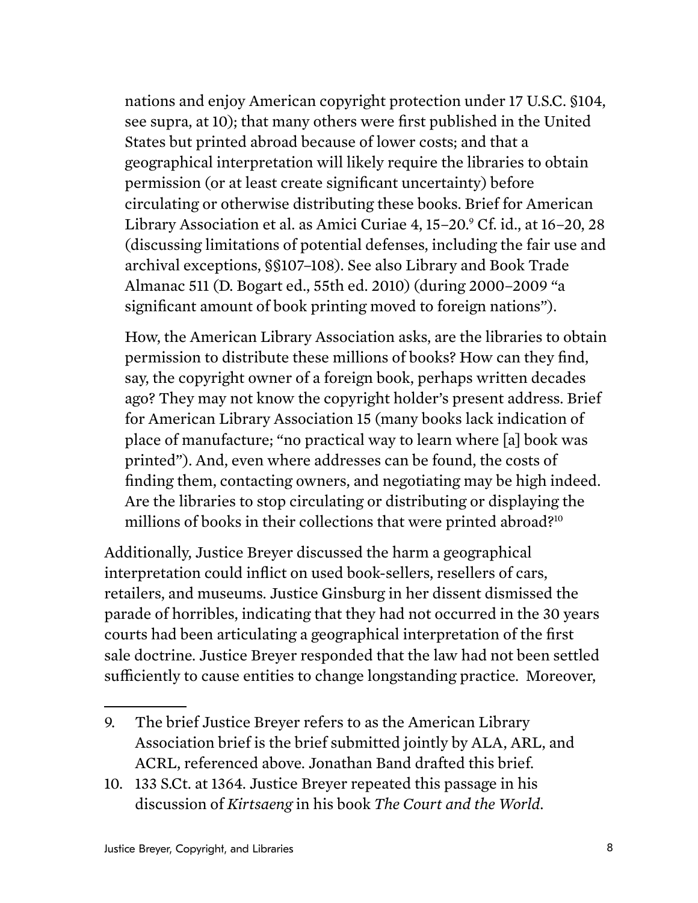> nations and enjoy American copyright protection under 17 U.S.C. §104, see supra, at 10); that many others were first published in the United States but printed abroad because of lower costs; and that a geographical interpretation will likely require the libraries to obtain permission (or at least create significant uncertainty) before circulating or otherwise distributing these books. Brief for American Library Association et al. as Amici Curiae 4, 15–20.[9] Cf. id., at 16–20, 28 (discussing limitations of potential defenses, including the fair use and archival exceptions, §§107–108). See also Library and Book Trade Almanac 511 (D. Bogart ed., 55th ed. 2010) (during 2000–2009 "a significant amount of book printing moved to foreign nations").
>
> How, the American Library Association asks, are the libraries to obtain permission to distribute these millions of books? How can they find, say, the copyright owner of a foreign book, perhaps written decades ago? They may not know the copyright holder's present address. Brief for American Library Association 15 (many books lack indication of place of manufacture; "no practical way to learn where [a] book was printed"). And, even where addresses can be found, the costs of finding them, contacting owners, and negotiating may be high indeed. Are the libraries to stop circulating or distributing or displaying the millions of books in their collections that were printed abroad?[10]

Additionally, Justice Breyer discussed the harm a geographical interpretation could inflict on used book-sellers, resellers of cars, retailers, and museums. Justice Ginsburg in her dissent dismissed the parade of horribles, indicating that they had not occurred in the 30 years courts had been articulating a geographical interpretation of the first sale doctrine. Justice Breyer responded that the law had not been settled sufficiently to cause entities to change longstanding practice. Moreover,

---

9. The brief Justice Breyer refers to as the American Library Association brief is the brief submitted jointly by ALA, ARL, and ACRL, referenced above. Jonathan Band drafted this brief.
10. 133 S.Ct. at 1364. Justice Breyer repeated this passage in his discussion of *Kirtsaeng* in his book *The Court and the World*.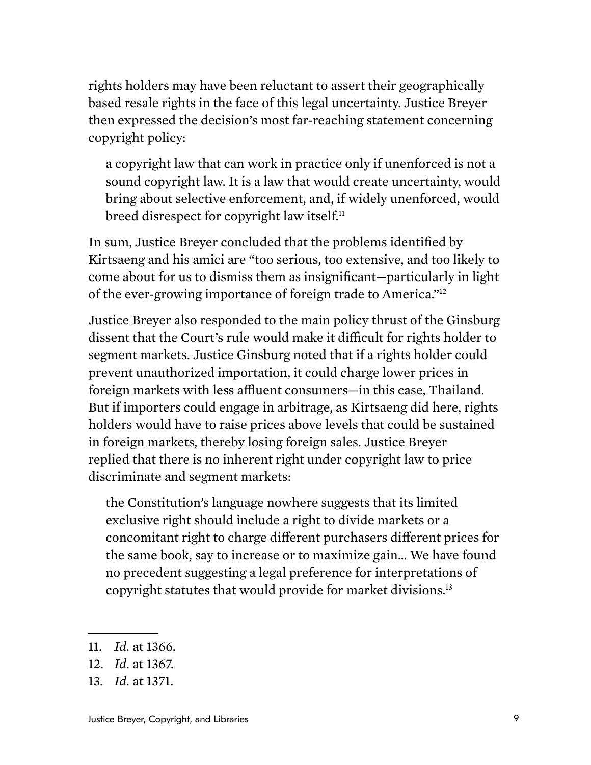rights holders may have been reluctant to assert their geographically based resale rights in the face of this legal uncertainty. Justice Breyer then expressed the decision's most far-reaching statement concerning copyright policy:

> a copyright law that can work in practice only if unenforced is not a sound copyright law. It is a law that would create uncertainty, would bring about selective enforcement, and, if widely unenforced, would breed disrespect for copyright law itself.[11]

In sum, Justice Breyer concluded that the problems identified by Kirtsaeng and his amici are "too serious, too extensive, and too likely to come about for us to dismiss them as insignificant—particularly in light of the ever-growing importance of foreign trade to America."[12]

Justice Breyer also responded to the main policy thrust of the Ginsburg dissent that the Court's rule would make it difficult for rights holder to segment markets. Justice Ginsburg noted that if a rights holder could prevent unauthorized importation, it could charge lower prices in foreign markets with less affluent consumers—in this case, Thailand. But if importers could engage in arbitrage, as Kirtsaeng did here, rights holders would have to raise prices above levels that could be sustained in foreign markets, thereby losing foreign sales. Justice Breyer replied that there is no inherent right under copyright law to price discriminate and segment markets:

> the Constitution's language nowhere suggests that its limited exclusive right should include a right to divide markets or a concomitant right to charge different purchasers different prices for the same book, say to increase or to maximize gain... We have found no precedent suggesting a legal preference for interpretations of copyright statutes that would provide for market divisions.[13]

---

11. *Id.* at 1366.
12. *Id.* at 1367.
13. *Id.* at 1371.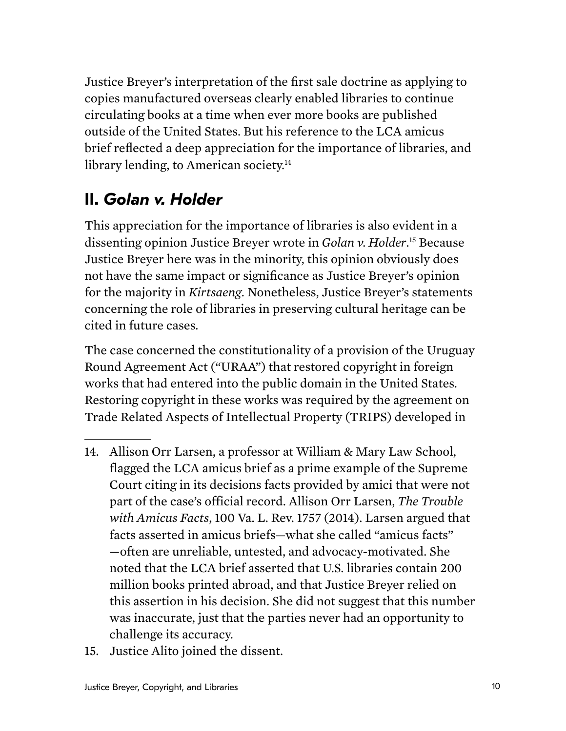Justice Breyer's interpretation of the first sale doctrine as applying to copies manufactured overseas clearly enabled libraries to continue circulating books at a time when ever more books are published outside of the United States. But his reference to the LCA amicus brief reflected a deep appreciation for the importance of libraries, and library lending, to American society.[14]

## II. *Golan v. Holder*

This appreciation for the importance of libraries is also evident in a dissenting opinion Justice Breyer wrote in *Golan v. Holder*.[15] Because Justice Breyer here was in the minority, this opinion obviously does not have the same impact or significance as Justice Breyer's opinion for the majority in *Kirtsaeng*. Nonetheless, Justice Breyer's statements concerning the role of libraries in preserving cultural heritage can be cited in future cases.

The case concerned the constitutionality of a provision of the Uruguay Round Agreement Act ("URAA") that restored copyright in foreign works that had entered into the public domain in the United States. Restoring copyright in these works was required by the agreement on Trade Related Aspects of Intellectual Property (TRIPS) developed in

---

14. Allison Orr Larsen, a professor at William & Mary Law School, flagged the LCA amicus brief as a prime example of the Supreme Court citing in its decisions facts provided by amici that were not part of the case's official record. Allison Orr Larsen, *The Trouble with Amicus Facts*, 100 Va. L. Rev. 1757 (2014). Larsen argued that facts asserted in amicus briefs—what she called "amicus facts"—often are unreliable, untested, and advocacy-motivated. She noted that the LCA brief asserted that U.S. libraries contain 200 million books printed abroad, and that Justice Breyer relied on this assertion in his decision. She did not suggest that this number was inaccurate, just that the parties never had an opportunity to challenge its accuracy.
15. Justice Alito joined the dissent.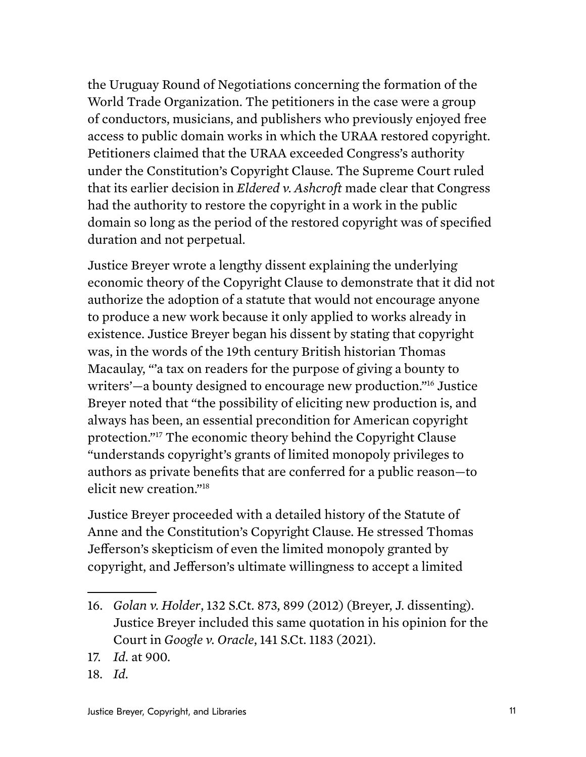the Uruguay Round of Negotiations concerning the formation of the World Trade Organization. The petitioners in the case were a group of conductors, musicians, and publishers who previously enjoyed free access to public domain works in which the URAA restored copyright. Petitioners claimed that the URAA exceeded Congress's authority under the Constitution's Copyright Clause. The Supreme Court ruled that its earlier decision in *Eldered v. Ashcroft* made clear that Congress had the authority to restore the copyright in a work in the public domain so long as the period of the restored copyright was of specified duration and not perpetual.

Justice Breyer wrote a lengthy dissent explaining the underlying economic theory of the Copyright Clause to demonstrate that it did not authorize the adoption of a statute that would not encourage anyone to produce a new work because it only applied to works already in existence. Justice Breyer began his dissent by stating that copyright was, in the words of the 19th century British historian Thomas Macaulay, "'a tax on readers for the purpose of giving a bounty to writers'—a bounty designed to encourage new production."[16] Justice Breyer noted that "the possibility of eliciting new production is, and always has been, an essential precondition for American copyright protection."[17] The economic theory behind the Copyright Clause "understands copyright's grants of limited monopoly privileges to authors as private benefits that are conferred for a public reason—to elicit new creation."[18]

Justice Breyer proceeded with a detailed history of the Statute of Anne and the Constitution's Copyright Clause. He stressed Thomas Jefferson's skepticism of even the limited monopoly granted by copyright, and Jefferson's ultimate willingness to accept a limited

---

16. *Golan v. Holder*, 132 S.Ct. 873, 899 (2012) (Breyer, J. dissenting). Justice Breyer included this same quotation in his opinion for the Court in *Google v. Oracle*, 141 S.Ct. 1183 (2021).
17. *Id.* at 900.
18. *Id.*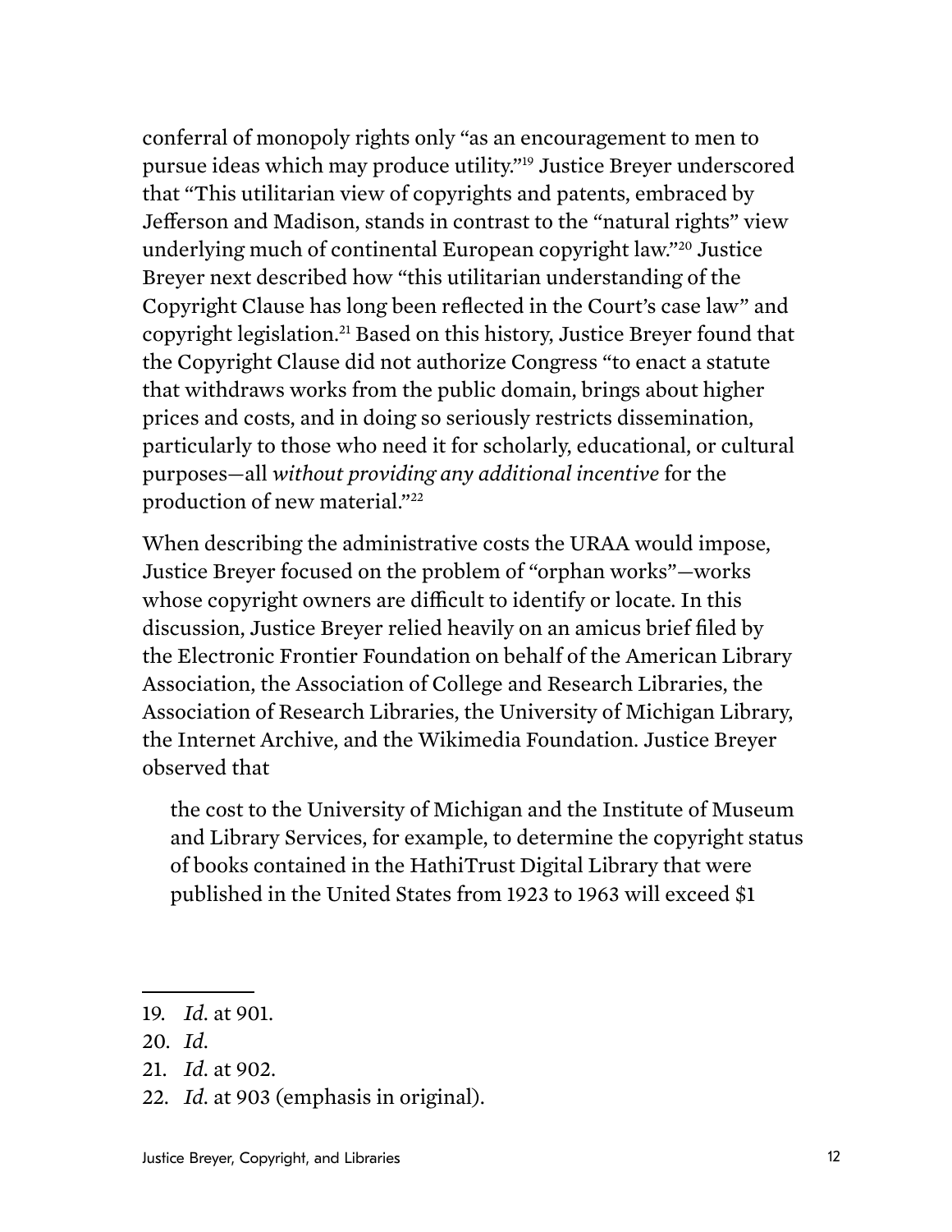conferral of monopoly rights only "as an encouragement to men to pursue ideas which may produce utility."[19] Justice Breyer underscored that "This utilitarian view of copyrights and patents, embraced by Jefferson and Madison, stands in contrast to the "natural rights" view underlying much of continental European copyright law."[20] Justice Breyer next described how "this utilitarian understanding of the Copyright Clause has long been reflected in the Court's case law" and copyright legislation.[21] Based on this history, Justice Breyer found that the Copyright Clause did not authorize Congress "to enact a statute that withdraws works from the public domain, brings about higher prices and costs, and in doing so seriously restricts dissemination, particularly to those who need it for scholarly, educational, or cultural purposes—all *without providing any additional incentive* for the production of new material."[22]

When describing the administrative costs the URAA would impose, Justice Breyer focused on the problem of "orphan works"—works whose copyright owners are difficult to identify or locate. In this discussion, Justice Breyer relied heavily on an amicus brief filed by the Electronic Frontier Foundation on behalf of the American Library Association, the Association of College and Research Libraries, the Association of Research Libraries, the University of Michigan Library, the Internet Archive, and the Wikimedia Foundation. Justice Breyer observed that

> the cost to the University of Michigan and the Institute of Museum and Library Services, for example, to determine the copyright status of books contained in the HathiTrust Digital Library that were published in the United States from 1923 to 1963 will exceed $1

---

19. *Id.* at 901.
20. *Id.*
21. *Id.* at 902.
22. *Id.* at 903 (emphasis in original).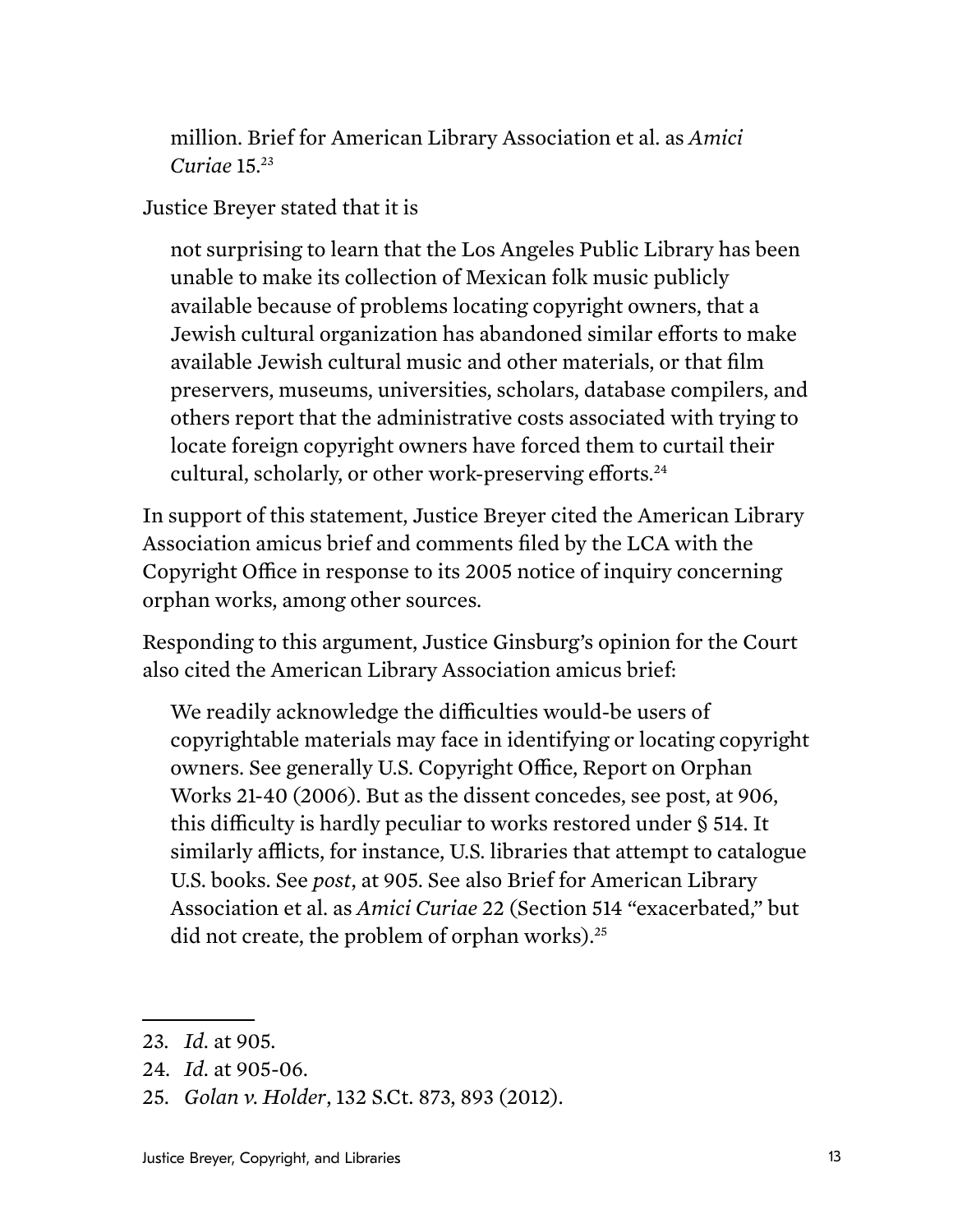> million. Brief for American Library Association et al. as *Amici Curiae* 15.[23]

Justice Breyer stated that it is

> not surprising to learn that the Los Angeles Public Library has been unable to make its collection of Mexican folk music publicly available because of problems locating copyright owners, that a Jewish cultural organization has abandoned similar efforts to make available Jewish cultural music and other materials, or that film preservers, museums, universities, scholars, database compilers, and others report that the administrative costs associated with trying to locate foreign copyright owners have forced them to curtail their cultural, scholarly, or other work-preserving efforts.[24]

In support of this statement, Justice Breyer cited the American Library Association amicus brief and comments filed by the LCA with the Copyright Office in response to its 2005 notice of inquiry concerning orphan works, among other sources.

Responding to this argument, Justice Ginsburg's opinion for the Court also cited the American Library Association amicus brief:

> We readily acknowledge the difficulties would-be users of copyrightable materials may face in identifying or locating copyright owners. See generally U.S. Copyright Office, Report on Orphan Works 21-40 (2006). But as the dissent concedes, see post, at 906, this difficulty is hardly peculiar to works restored under § 514. It similarly afflicts, for instance, U.S. libraries that attempt to catalogue U.S. books. See *post*, at 905. See also Brief for American Library Association et al. as *Amici Curiae* 22 (Section 514 "exacerbated," but did not create, the problem of orphan works).[25]

---

23. *Id.* at 905.
24. *Id.* at 905-06.
25. *Golan v. Holder*, 132 S.Ct. 873, 893 (2012).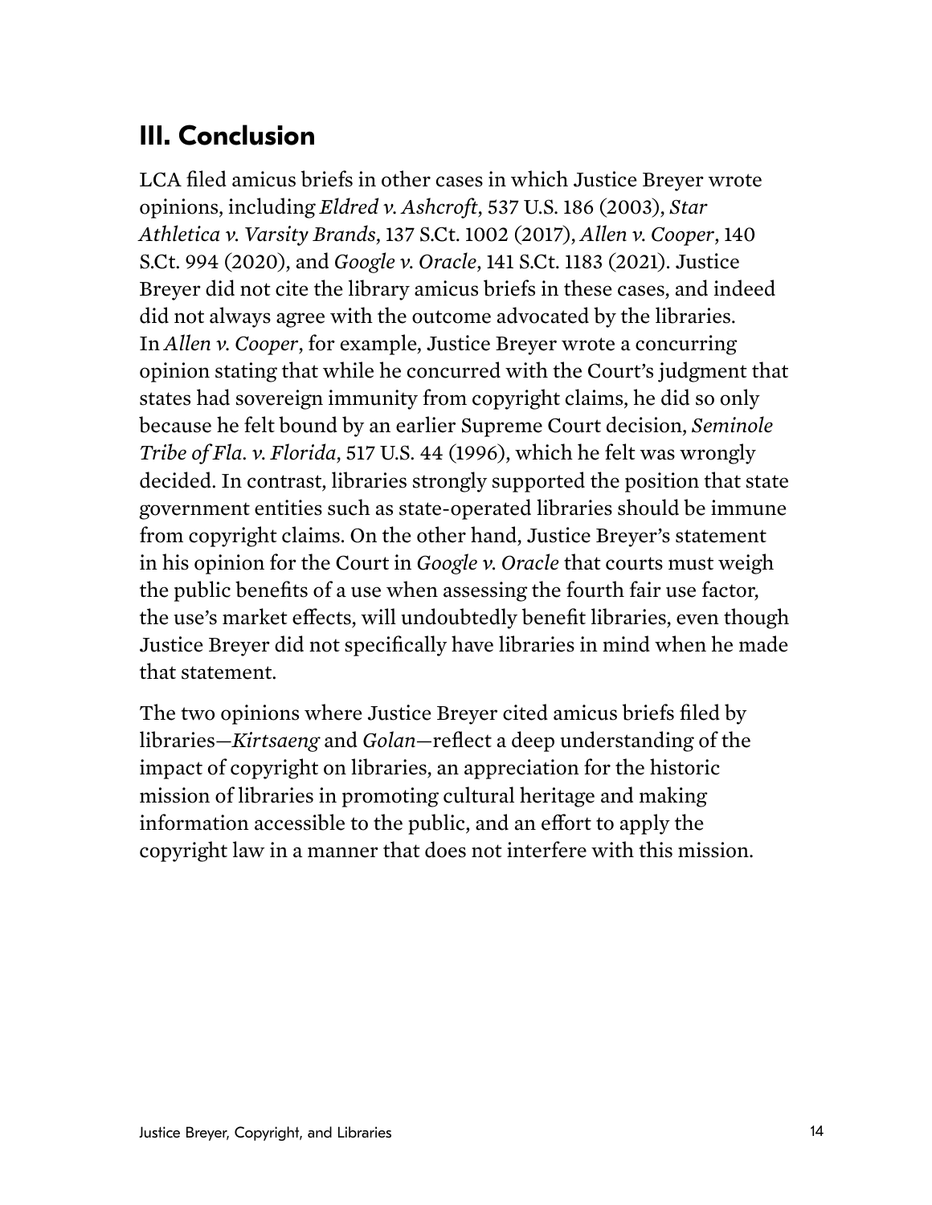## III. Conclusion

LCA filed amicus briefs in other cases in which Justice Breyer wrote opinions, including *Eldred v. Ashcroft*, 537 U.S. 186 (2003), *Star Athletica v. Varsity Brands*, 137 S.Ct. 1002 (2017), *Allen v. Cooper*, 140 S.Ct. 994 (2020), and *Google v. Oracle*, 141 S.Ct. 1183 (2021). Justice Breyer did not cite the library amicus briefs in these cases, and indeed did not always agree with the outcome advocated by the libraries. In *Allen v. Cooper*, for example, Justice Breyer wrote a concurring opinion stating that while he concurred with the Court's judgment that states had sovereign immunity from copyright claims, he did so only because he felt bound by an earlier Supreme Court decision, *Seminole Tribe of Fla. v. Florida*, 517 U.S. 44 (1996), which he felt was wrongly decided. In contrast, libraries strongly supported the position that state government entities such as state-operated libraries should be immune from copyright claims. On the other hand, Justice Breyer's statement in his opinion for the Court in *Google v. Oracle* that courts must weigh the public benefits of a use when assessing the fourth fair use factor, the use's market effects, will undoubtedly benefit libraries, even though Justice Breyer did not specifically have libraries in mind when he made that statement.

The two opinions where Justice Breyer cited amicus briefs filed by libraries—*Kirtsaeng* and *Golan*—reflect a deep understanding of the impact of copyright on libraries, an appreciation for the historic mission of libraries in promoting cultural heritage and making information accessible to the public, and an effort to apply the copyright law in a manner that does not interfere with this mission.